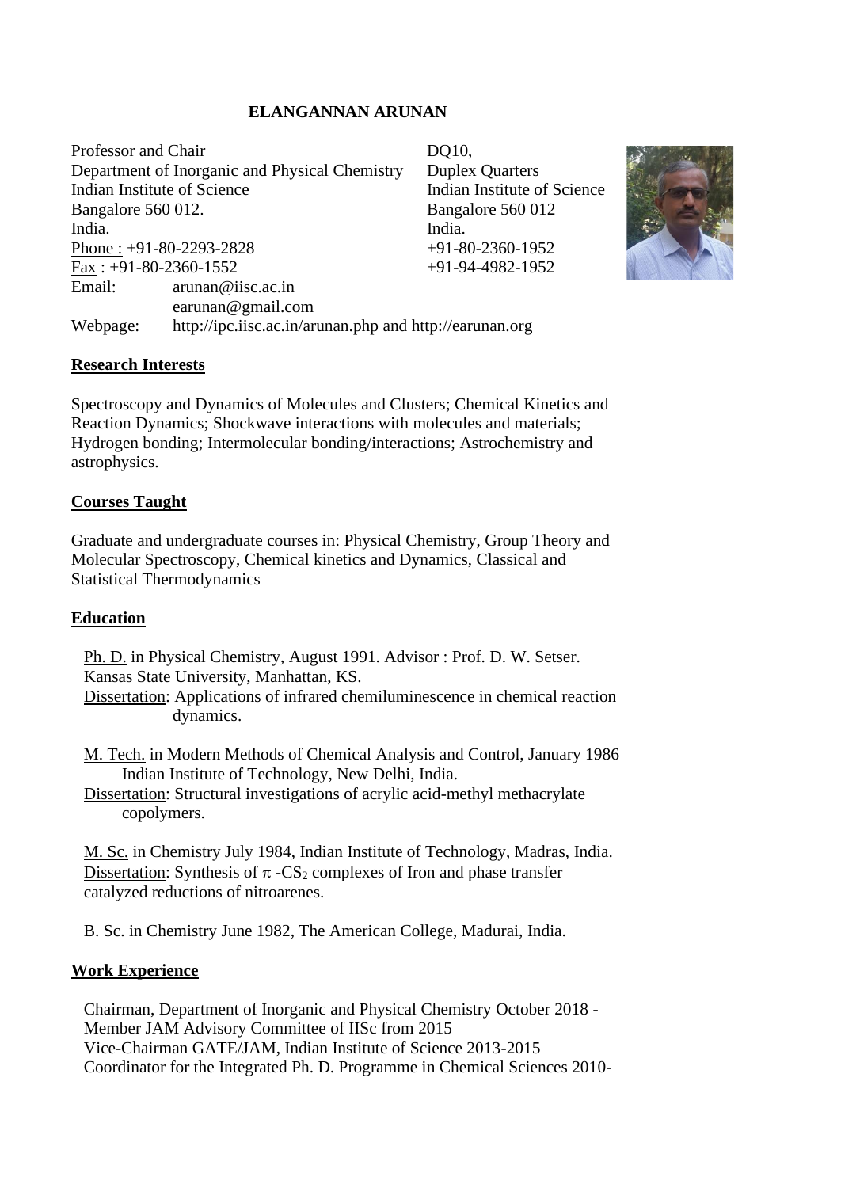# ELANGANNAN ARUNAN

Professor and Chair
Department of Inorganic and Physical Chemistry
Indian Institute of Science
Bangalore 560 012.
India.
Phone : +91-80-2293-2828
Fax : +91-80-2360-1552

DQ10,
Duplex Quarters
Indian Institute of Science
Bangalore 560 012
India.
+91-80-2360-1952
+91-94-4982-1952

Email: arunan@iisc.ac.in
earunan@gmail.com
Webpage: http://ipc.iisc.ac.in/arunan.php and http://earunan.org

## Research Interests

Spectroscopy and Dynamics of Molecules and Clusters; Chemical Kinetics and Reaction Dynamics; Shockwave interactions with molecules and materials; Hydrogen bonding; Intermolecular bonding/interactions; Astrochemistry and astrophysics.

## Courses Taught

Graduate and undergraduate courses in: Physical Chemistry, Group Theory and Molecular Spectroscopy, Chemical kinetics and Dynamics, Classical and Statistical Thermodynamics

## Education

Ph. D. in Physical Chemistry, August 1991. Advisor : Prof. D. W. Setser.
Kansas State University, Manhattan, KS.
Dissertation: Applications of infrared chemiluminescence in chemical reaction dynamics.

M. Tech. in Modern Methods of Chemical Analysis and Control, January 1986
Indian Institute of Technology, New Delhi, India.
Dissertation: Structural investigations of acrylic acid-methyl methacrylate copolymers.

M. Sc. in Chemistry July 1984, Indian Institute of Technology, Madras, India.
Dissertation: Synthesis of $\pi$ -$CS_2$ complexes of Iron and phase transfer catalyzed reductions of nitroarenes.

B. Sc. in Chemistry June 1982, The American College, Madurai, India.

## Work Experience

Chairman, Department of Inorganic and Physical Chemistry October 2018 -
Member JAM Advisory Committee of IISc from 2015
Vice-Chairman GATE/JAM, Indian Institute of Science 2013-2015
Coordinator for the Integrated Ph. D. Programme in Chemical Sciences 2010-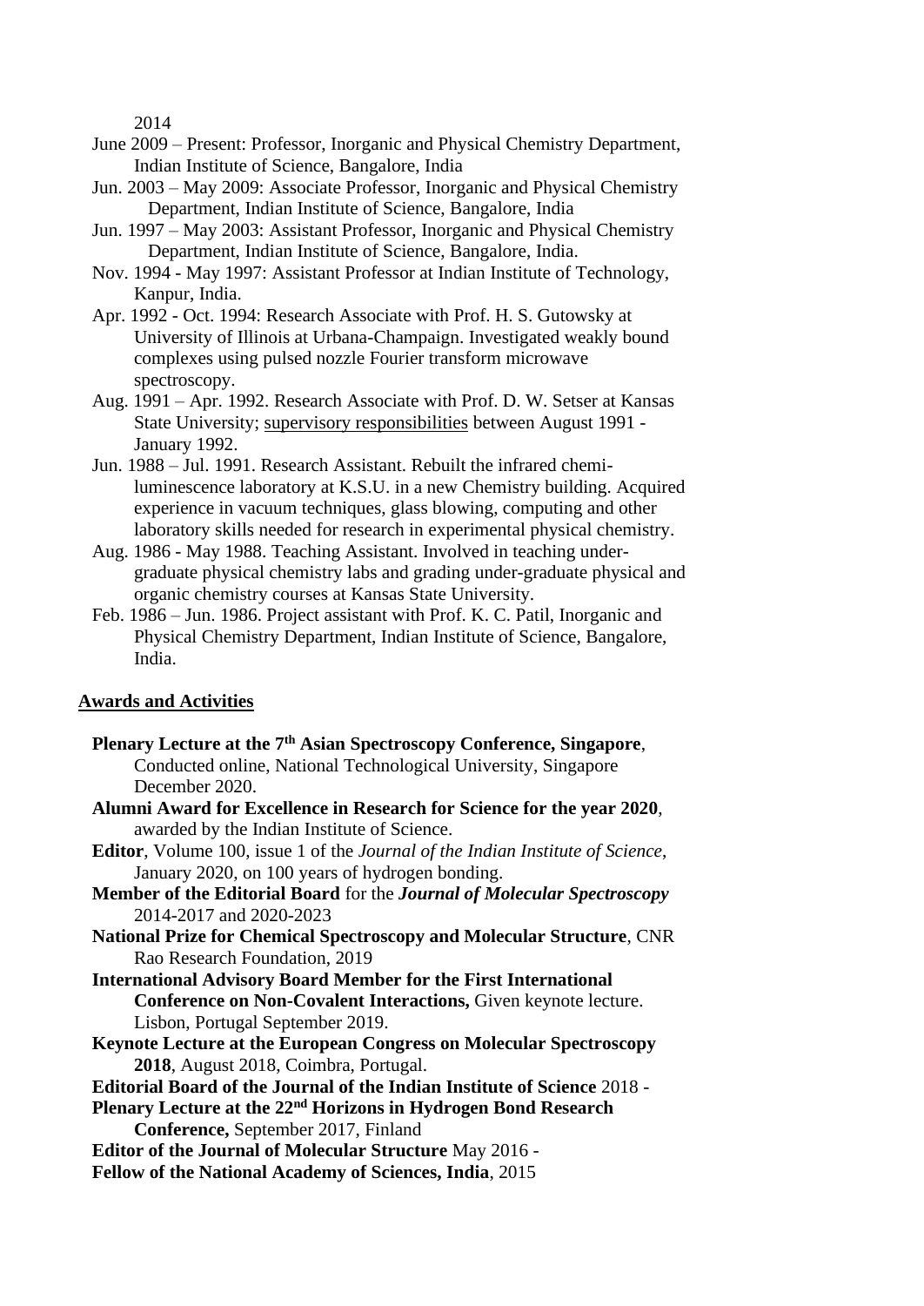2014

- June 2009 – Present: Professor, Inorganic and Physical Chemistry Department, Indian Institute of Science, Bangalore, India
- Jun. 2003 – May 2009: Associate Professor, Inorganic and Physical Chemistry Department, Indian Institute of Science, Bangalore, India
- Jun. 1997 – May 2003: Assistant Professor, Inorganic and Physical Chemistry Department, Indian Institute of Science, Bangalore, India.
- Nov. 1994 - May 1997: Assistant Professor at Indian Institute of Technology, Kanpur, India.
- Apr. 1992 - Oct. 1994: Research Associate with Prof. H. S. Gutowsky at University of Illinois at Urbana-Champaign. Investigated weakly bound complexes using pulsed nozzle Fourier transform microwave spectroscopy.
- Aug. 1991 – Apr. 1992. Research Associate with Prof. D. W. Setser at Kansas State University; supervisory responsibilities between August 1991 - January 1992.
- Jun. 1988 – Jul. 1991. Research Assistant. Rebuilt the infrared chemi-luminescence laboratory at K.S.U. in a new Chemistry building. Acquired experience in vacuum techniques, glass blowing, computing and other laboratory skills needed for research in experimental physical chemistry.
- Aug. 1986 - May 1988. Teaching Assistant. Involved in teaching under-graduate physical chemistry labs and grading under-graduate physical and organic chemistry courses at Kansas State University.
- Feb. 1986 – Jun. 1986. Project assistant with Prof. K. C. Patil, Inorganic and Physical Chemistry Department, Indian Institute of Science, Bangalore, India.

## Awards and Activities

- **Plenary Lecture at the 7th Asian Spectroscopy Conference, Singapore**, Conducted online, National Technological University, Singapore December 2020.
- **Alumni Award for Excellence in Research for Science for the year 2020**, awarded by the Indian Institute of Science.
- **Editor**, Volume 100, issue 1 of the *Journal of the Indian Institute of Science*, January 2020, on 100 years of hydrogen bonding.
- **Member of the Editorial Board** for the ***Journal of Molecular Spectroscopy*** 2014-2017 and 2020-2023
- **National Prize for Chemical Spectroscopy and Molecular Structure**, CNR Rao Research Foundation, 2019
- **International Advisory Board Member for the First International Conference on Non-Covalent Interactions,** Given keynote lecture. Lisbon, Portugal September 2019.
- **Keynote Lecture at the European Congress on Molecular Spectroscopy 2018**, August 2018, Coimbra, Portugal.
- **Editorial Board of the Journal of the Indian Institute of Science** 2018 -
- **Plenary Lecture at the 22nd Horizons in Hydrogen Bond Research Conference,** September 2017, Finland
- **Editor of the Journal of Molecular Structure** May 2016 -
- **Fellow of the National Academy of Sciences, India**, 2015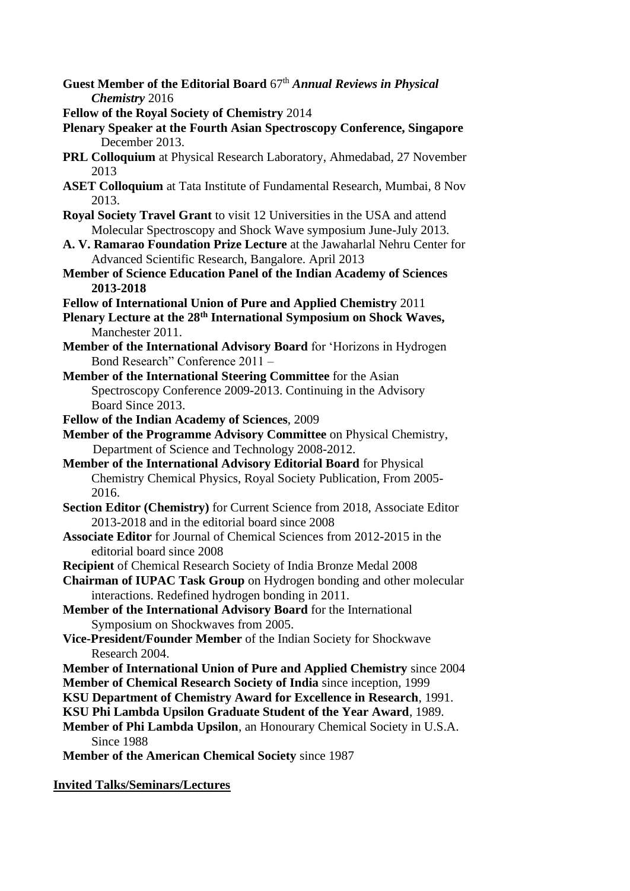**Guest Member of the Editorial Board** 67th ***Annual Reviews in Physical Chemistry*** 2016

**Fellow of the Royal Society of Chemistry** 2014

**Plenary Speaker at the Fourth Asian Spectroscopy Conference, Singapore** December 2013.

**PRL Colloquium** at Physical Research Laboratory, Ahmedabad, 27 November 2013

**ASET Colloquium** at Tata Institute of Fundamental Research, Mumbai, 8 Nov 2013.

**Royal Society Travel Grant** to visit 12 Universities in the USA and attend Molecular Spectroscopy and Shock Wave symposium June-July 2013.

**A. V. Ramarao Foundation Prize Lecture** at the Jawaharlal Nehru Center for Advanced Scientific Research, Bangalore. April 2013

**Member of Science Education Panel of the Indian Academy of Sciences 2013-2018**

**Fellow of International Union of Pure and Applied Chemistry** 2011

**Plenary Lecture at the 28th International Symposium on Shock Waves,** Manchester 2011.

**Member of the International Advisory Board** for 'Horizons in Hydrogen Bond Research" Conference 2011 –

**Member of the International Steering Committee** for the Asian Spectroscopy Conference 2009-2013. Continuing in the Advisory Board Since 2013.

**Fellow of the Indian Academy of Sciences**, 2009

**Member of the Programme Advisory Committee** on Physical Chemistry, Department of Science and Technology 2008-2012.

**Member of the International Advisory Editorial Board** for Physical Chemistry Chemical Physics, Royal Society Publication, From 2005-2016.

**Section Editor (Chemistry)** for Current Science from 2018, Associate Editor 2013-2018 and in the editorial board since 2008

**Associate Editor** for Journal of Chemical Sciences from 2012-2015 in the editorial board since 2008

**Recipient** of Chemical Research Society of India Bronze Medal 2008

**Chairman of IUPAC Task Group** on Hydrogen bonding and other molecular interactions. Redefined hydrogen bonding in 2011.

**Member of the International Advisory Board** for the International Symposium on Shockwaves from 2005.

**Vice-President/Founder Member** of the Indian Society for Shockwave Research 2004.

**Member of International Union of Pure and Applied Chemistry** since 2004

**Member of Chemical Research Society of India** since inception, 1999

**KSU Department of Chemistry Award for Excellence in Research**, 1991.

**KSU Phi Lambda Upsilon Graduate Student of the Year Award**, 1989.

**Member of Phi Lambda Upsilon**, an Honourary Chemical Society in U.S.A. Since 1988

**Member of the American Chemical Society** since 1987

## Invited Talks/Seminars/Lectures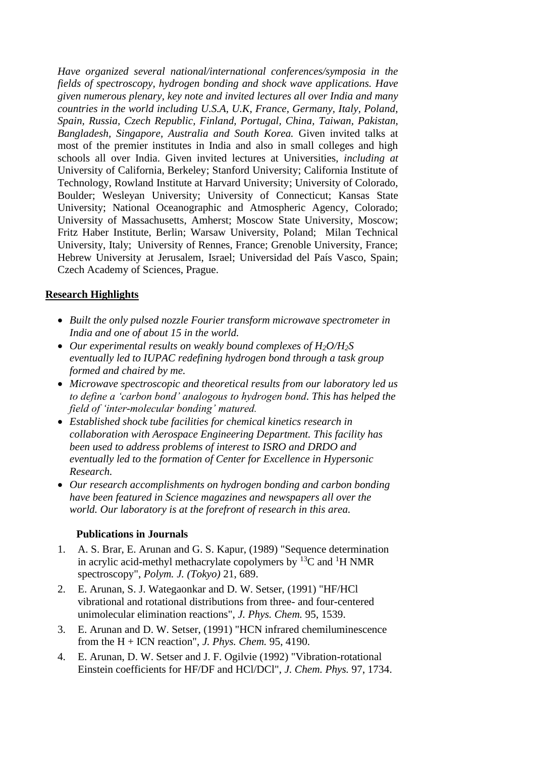*Have organized several national/international conferences/symposia in the fields of spectroscopy, hydrogen bonding and shock wave applications. Have given numerous plenary, key note and invited lectures all over India and many countries in the world including U.S.A, U.K, France, Germany, Italy, Poland, Spain, Russia, Czech Republic, Finland, Portugal, China, Taiwan, Pakistan, Bangladesh, Singapore, Australia and South Korea.* Given invited talks at most of the premier institutes in India and also in small colleges and high schools all over India. Given invited lectures at Universities, *including at* University of California, Berkeley; Stanford University; California Institute of Technology, Rowland Institute at Harvard University; University of Colorado, Boulder; Wesleyan University; University of Connecticut; Kansas State University; National Oceanographic and Atmospheric Agency, Colorado; University of Massachusetts, Amherst; Moscow State University, Moscow; Fritz Haber Institute, Berlin; Warsaw University, Poland; Milan Technical University, Italy; University of Rennes, France; Grenoble University, France; Hebrew University at Jerusalem, Israel; Universidad del País Vasco, Spain; Czech Academy of Sciences, Prague.

## Research Highlights

- *Built the only pulsed nozzle Fourier transform microwave spectrometer in India and one of about 15 in the world.*
- *Our experimental results on weakly bound complexes of $H_2O/H_2S$ eventually led to IUPAC redefining hydrogen bond through a task group formed and chaired by me.*
- *Microwave spectroscopic and theoretical results from our laboratory led us to define a 'carbon bond' analogous to hydrogen bond. This has helped the field of 'inter-molecular bonding' matured.*
- *Established shock tube facilities for chemical kinetics research in collaboration with Aerospace Engineering Department. This facility has been used to address problems of interest to ISRO and DRDO and eventually led to the formation of Center for Excellence in Hypersonic Research.*
- *Our research accomplishments on hydrogen bonding and carbon bonding have been featured in Science magazines and newspapers all over the world. Our laboratory is at the forefront of research in this area.*

### Publications in Journals

1. A. S. Brar, E. Arunan and G. S. Kapur, (1989) "Sequence determination in acrylic acid-methyl methacrylate copolymers by $^{13}C$ and $^{1}H$ NMR spectroscopy", *Polym. J. (Tokyo)* 21, 689.
2. E. Arunan, S. J. Wategaonkar and D. W. Setser, (1991) "HF/HCl vibrational and rotational distributions from three- and four-centered unimolecular elimination reactions", *J. Phys. Chem.* 95, 1539.
3. E. Arunan and D. W. Setser, (1991) "HCN infrared chemiluminescence from the H + ICN reaction", *J. Phys. Chem.* 95, 4190.
4. E. Arunan, D. W. Setser and J. F. Ogilvie (1992) "Vibration-rotational Einstein coefficients for HF/DF and HCl/DCl", *J. Chem. Phys.* 97, 1734.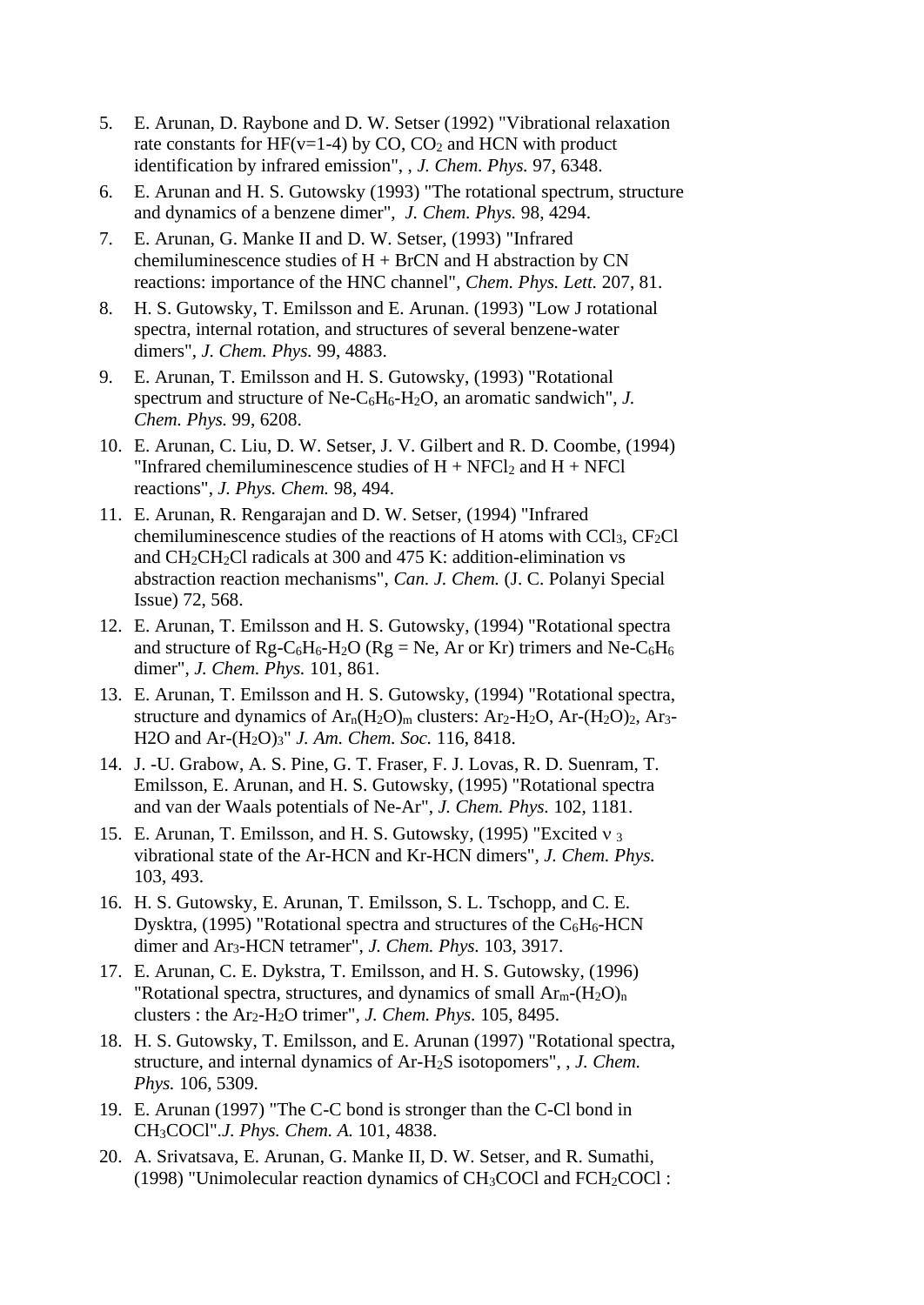5. E. Arunan, D. Raybone and D. W. Setser (1992) "Vibrational relaxation rate constants for HF(v=1-4) by CO, $CO_2$ and HCN with product identification by infrared emission", , *J. Chem. Phys.* 97, 6348.
6. E. Arunan and H. S. Gutowsky (1993) "The rotational spectrum, structure and dynamics of a benzene dimer", *J. Chem. Phys.* 98, 4294.
7. E. Arunan, G. Manke II and D. W. Setser, (1993) "Infrared chemiluminescence studies of H + BrCN and H abstraction by CN reactions: importance of the HNC channel", *Chem. Phys. Lett.* 207, 81.
8. H. S. Gutowsky, T. Emilsson and E. Arunan. (1993) "Low J rotational spectra, internal rotation, and structures of several benzene-water dimers", *J. Chem. Phys.* 99, 4883.
9. E. Arunan, T. Emilsson and H. S. Gutowsky, (1993) "Rotational spectrum and structure of Ne-$C_6H_6$-$H_2O$, an aromatic sandwich", *J. Chem. Phys.* 99, 6208.
10. E. Arunan, C. Liu, D. W. Setser, J. V. Gilbert and R. D. Coombe, (1994) "Infrared chemiluminescence studies of H + $NFCl_2$ and H + NFCl reactions", *J. Phys. Chem.* 98, 494.
11. E. Arunan, R. Rengarajan and D. W. Setser, (1994) "Infrared chemiluminescence studies of the reactions of H atoms with $CCl_3$, $CF_2Cl$ and $CH_2CH_2Cl$ radicals at 300 and 475 K: addition-elimination vs abstraction reaction mechanisms", *Can. J. Chem.* (J. C. Polanyi Special Issue) 72, 568.
12. E. Arunan, T. Emilsson and H. S. Gutowsky, (1994) "Rotational spectra and structure of Rg-$C_6H_6$-$H_2O$ (Rg = Ne, Ar or Kr) trimers and Ne-$C_6H_6$ dimer", *J. Chem. Phys.* 101, 861.
13. E. Arunan, T. Emilsson and H. S. Gutowsky, (1994) "Rotational spectra, structure and dynamics of $Ar_n(H_2O)_m$ clusters: $Ar_2$-$H_2O$, Ar-$(H_2O)_2$, $Ar_3$-H2O and Ar-$(H_2O)_3$" *J. Am. Chem. Soc.* 116, 8418.
14. J. -U. Grabow, A. S. Pine, G. T. Fraser, F. J. Lovas, R. D. Suenram, T. Emilsson, E. Arunan, and H. S. Gutowsky, (1995) "Rotational spectra and van der Waals potentials of Ne-Ar", *J. Chem. Phys.* 102, 1181.
15. E. Arunan, T. Emilsson, and H. S. Gutowsky, (1995) "Excited $\nu_3$ vibrational state of the Ar-HCN and Kr-HCN dimers", *J. Chem. Phys.* 103, 493.
16. H. S. Gutowsky, E. Arunan, T. Emilsson, S. L. Tschopp, and C. E. Dysktra, (1995) "Rotational spectra and structures of the $C_6H_6$-HCN dimer and $Ar_3$-HCN tetramer", *J. Chem. Phys.* 103, 3917.
17. E. Arunan, C. E. Dykstra, T. Emilsson, and H. S. Gutowsky, (1996) "Rotational spectra, structures, and dynamics of small $Ar_m$-$(H_2O)_n$ clusters : the $Ar_2$-$H_2O$ trimer", *J. Chem. Phys.* 105, 8495.
18. H. S. Gutowsky, T. Emilsson, and E. Arunan (1997) "Rotational spectra, structure, and internal dynamics of Ar-$H_2S$ isotopomers", , *J. Chem. Phys.* 106, 5309.
19. E. Arunan (1997) "The C-C bond is stronger than the C-Cl bond in $CH_3COCl$".*J. Phys. Chem. A.* 101, 4838.
20. A. Srivatsava, E. Arunan, G. Manke II, D. W. Setser, and R. Sumathi, (1998) "Unimolecular reaction dynamics of $CH_3COCl$ and $FCH_2COCl$ :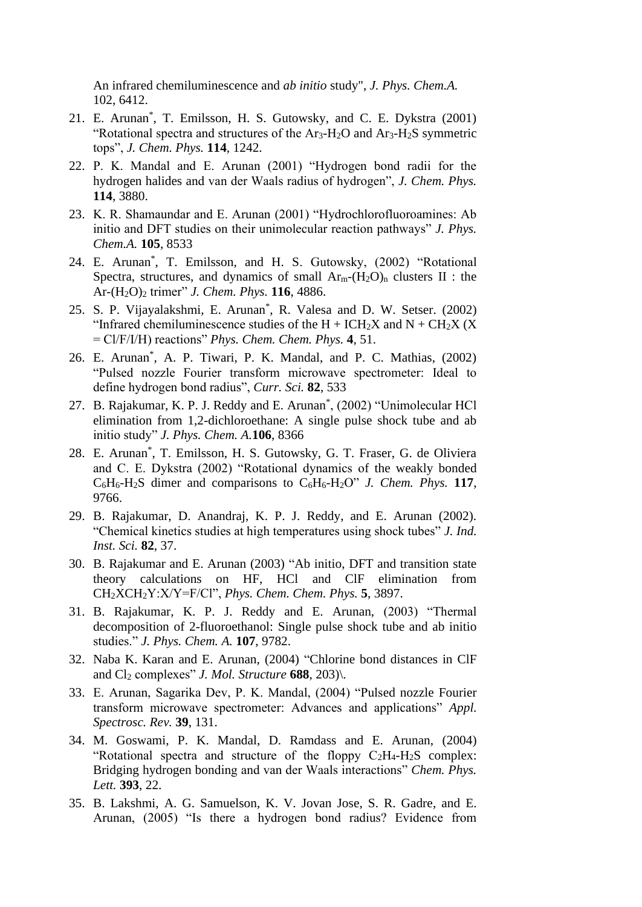An infrared chemiluminescence and *ab initio* study", *J. Phys. Chem.A.* 102, 6412.

21. E. Arunan[*], T. Emilsson, H. S. Gutowsky, and C. E. Dykstra (2001) "Rotational spectra and structures of the $Ar_3$-$H_2O$ and $Ar_3$-$H_2S$ symmetric tops", *J. Chem. Phys.* **114**, 1242.
22. P. K. Mandal and E. Arunan (2001) "Hydrogen bond radii for the hydrogen halides and van der Waals radius of hydrogen", *J. Chem. Phys.* **114**, 3880.
23. K. R. Shamaundar and E. Arunan (2001) "Hydrochlorofluoroamines: Ab initio and DFT studies on their unimolecular reaction pathways" *J. Phys. Chem.A.* **105**, 8533
24. E. Arunan[*], T. Emilsson, and H. S. Gutowsky, (2002) "Rotational Spectra, structures, and dynamics of small $Ar_m$-$(H_2O)_n$ clusters II : the Ar-$(H_2O)_2$ trimer" *J. Chem. Phys.* **116**, 4886.
25. S. P. Vijayalakshmi, E. Arunan[*], R. Valesa and D. W. Setser. (2002) "Infrared chemiluminescence studies of the H + $ICH_2X$ and N + $CH_2X$ (X = Cl/F/I/H) reactions" *Phys. Chem. Chem. Phys.* **4**, 51.
26. E. Arunan[*], A. P. Tiwari, P. K. Mandal, and P. C. Mathias, (2002) "Pulsed nozzle Fourier transform microwave spectrometer: Ideal to define hydrogen bond radius", *Curr. Sci.* **82**, 533
27. B. Rajakumar, K. P. J. Reddy and E. Arunan[*], (2002) "Unimolecular HCl elimination from 1,2-dichloroethane: A single pulse shock tube and ab initio study" *J. Phys. Chem. A.***106**, 8366
28. E. Arunan[*], T. Emilsson, H. S. Gutowsky, G. T. Fraser, G. de Oliviera and C. E. Dykstra (2002) "Rotational dynamics of the weakly bonded $C_6H_6$-$H_2S$ dimer and comparisons to $C_6H_6$-$H_2O$" *J. Chem. Phys.* **117**, 9766.
29. B. Rajakumar, D. Anandraj, K. P. J. Reddy, and E. Arunan (2002). "Chemical kinetics studies at high temperatures using shock tubes" *J. Ind. Inst. Sci.* **82**, 37.
30. B. Rajakumar and E. Arunan (2003) "Ab initio, DFT and transition state theory calculations on HF, HCl and ClF elimination from $CH_2XCH_2Y$:X/Y=F/Cl", *Phys. Chem. Chem. Phys.* **5**, 3897.
31. B. Rajakumar, K. P. J. Reddy and E. Arunan, (2003) "Thermal decomposition of 2-fluoroethanol: Single pulse shock tube and ab initio studies." *J. Phys. Chem. A.* **107**, 9782.
32. Naba K. Karan and E. Arunan, (2004) "Chlorine bond distances in ClF and $Cl_2$ complexes" *J. Mol. Structure* **688**, 203)\.
33. E. Arunan, Sagarika Dev, P. K. Mandal, (2004) "Pulsed nozzle Fourier transform microwave spectrometer: Advances and applications" *Appl. Spectrosc. Rev.* **39**, 131.
34. M. Goswami, P. K. Mandal, D. Ramdass and E. Arunan, (2004) "Rotational spectra and structure of the floppy $C_2H_4$-$H_2S$ complex: Bridging hydrogen bonding and van der Waals interactions" *Chem. Phys. Lett.* **393**, 22.
35. B. Lakshmi, A. G. Samuelson, K. V. Jovan Jose, S. R. Gadre, and E. Arunan, (2005) "Is there a hydrogen bond radius? Evidence from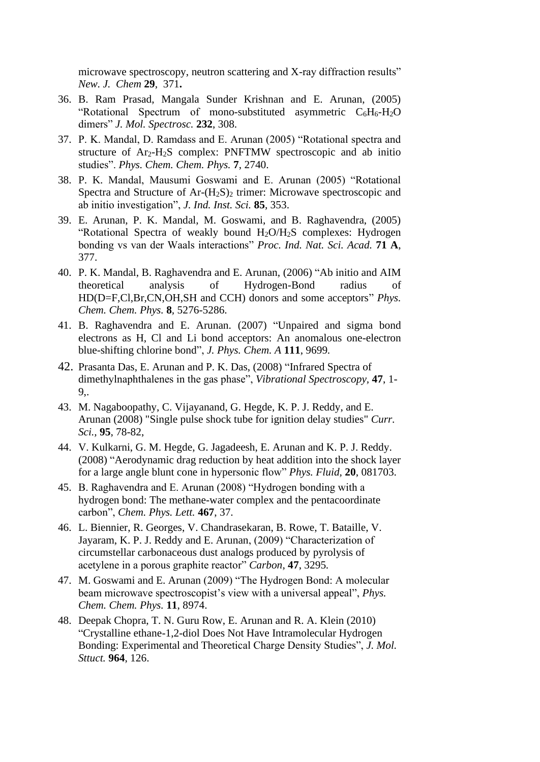microwave spectroscopy, neutron scattering and X-ray diffraction results" *New. J. Chem* **29**, 371**.**

36. B. Ram Prasad, Mangala Sunder Krishnan and E. Arunan, (2005) "Rotational Spectrum of mono-substituted asymmetric $C_6H_6$-$H_2O$ dimers" *J. Mol. Spectrosc.* **232**, 308.
37. P. K. Mandal, D. Ramdass and E. Arunan (2005) "Rotational spectra and structure of $Ar_2$-$H_2S$ complex: PNFTMW spectroscopic and ab initio studies". *Phys. Chem. Chem. Phys.* **7**, 2740.
38. P. K. Mandal, Mausumi Goswami and E. Arunan (2005) "Rotational Spectra and Structure of Ar-$(H_2S)_2$ trimer: Microwave spectroscopic and ab initio investigation", *J. Ind. Inst. Sci.* **85**, 353.
39. E. Arunan, P. K. Mandal, M. Goswami, and B. Raghavendra, (2005) "Rotational Spectra of weakly bound $H_2O$/$H_2S$ complexes: Hydrogen bonding vs van der Waals interactions" *Proc. Ind. Nat. Sci. Acad.* **71 A**, 377.
40. P. K. Mandal, B. Raghavendra and E. Arunan, (2006) "Ab initio and AIM theoretical analysis of Hydrogen-Bond radius of HD(D=F,Cl,Br,CN,OH,SH and CCH) donors and some acceptors" *Phys. Chem. Chem. Phys.* **8**, 5276-5286.
41. B. Raghavendra and E. Arunan. (2007) "Unpaired and sigma bond electrons as H, Cl and Li bond acceptors: An anomalous one-electron blue-shifting chlorine bond", *J. Phys. Chem. A* **111**, 9699.
42. Prasanta Das, E. Arunan and P. K. Das, (2008) "Infrared Spectra of dimethylnaphthalenes in the gas phase", *Vibrational Spectroscopy*, **47**, 1-9,.
43. M. Nagaboopathy, C. Vijayanand, G. Hegde, K. P. J. Reddy, and E. Arunan (2008) "Single pulse shock tube for ignition delay studies" *Curr. Sci.,* **95**, 78-82,
44. V. Kulkarni, G. M. Hegde, G. Jagadeesh, E. Arunan and K. P. J. Reddy. (2008) "Aerodynamic drag reduction by heat addition into the shock layer for a large angle blunt cone in hypersonic flow" *Phys. Fluid*, **20**, 081703.
45. B. Raghavendra and E. Arunan (2008) "Hydrogen bonding with a hydrogen bond: The methane-water complex and the pentacoordinate carbon", *Chem. Phys. Lett.* **467**, 37.
46. L. Biennier, R. Georges, V. Chandrasekaran, B. Rowe, T. Bataille, V. Jayaram, K. P. J. Reddy and E. Arunan, (2009) "Characterization of circumstellar carbonaceous dust analogs produced by pyrolysis of acetylene in a porous graphite reactor" *Carbon*, **47**, 3295.
47. M. Goswami and E. Arunan (2009) "The Hydrogen Bond: A molecular beam microwave spectroscopist's view with a universal appeal", *Phys. Chem. Chem. Phys.* **11**, 8974.
48. Deepak Chopra, T. N. Guru Row, E. Arunan and R. A. Klein (2010) "Crystalline ethane-1,2-diol Does Not Have Intramolecular Hydrogen Bonding: Experimental and Theoretical Charge Density Studies", *J. Mol. Sttuct.* **964**, 126.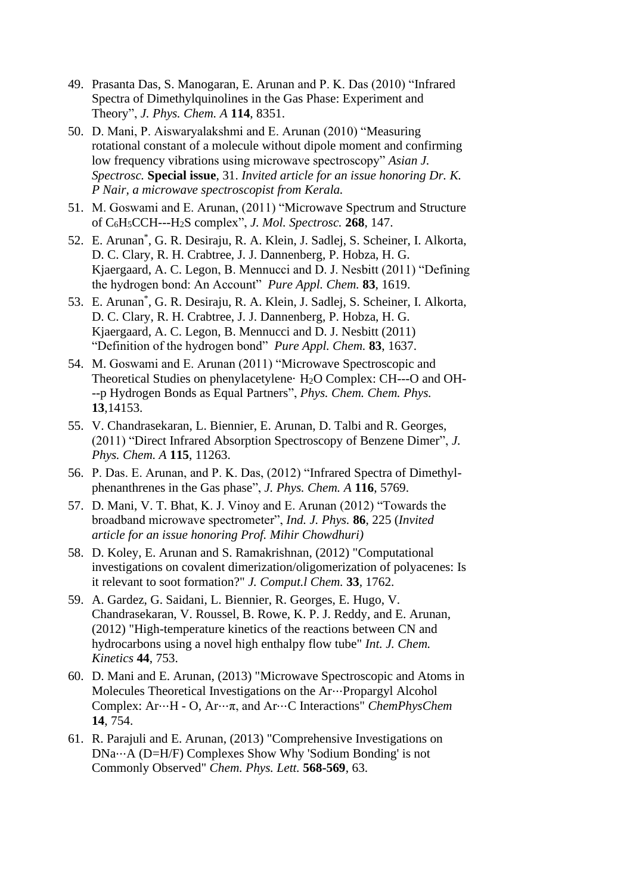49. Prasanta Das, S. Manogaran, E. Arunan and P. K. Das (2010) "Infrared Spectra of Dimethylquinolines in the Gas Phase: Experiment and Theory", *J. Phys. Chem. A* **114**, 8351.
50. D. Mani, P. Aiswaryalakshmi and E. Arunan (2010) "Measuring rotational constant of a molecule without dipole moment and confirming low frequency vibrations using microwave spectroscopy" *Asian J. Spectrosc.* **Special issue**, 31. *Invited article for an issue honoring Dr. K. P Nair, a microwave spectroscopist from Kerala.*
51. M. Goswami and E. Arunan, (2011) "Microwave Spectrum and Structure of $C_6H_5CCH$---$H_2S$ complex", *J. Mol. Spectrosc.* **268**, 147.
52. E. Arunan*, G. R. Desiraju, R. A. Klein, J. Sadlej, S. Scheiner, I. Alkorta, D. C. Clary, R. H. Crabtree, J. J. Dannenberg, P. Hobza, H. G. Kjaergaard, A. C. Legon, B. Mennucci and D. J. Nesbitt (2011) "Defining the hydrogen bond: An Account" *Pure Appl. Chem.* **83**, 1619.
53. E. Arunan*, G. R. Desiraju, R. A. Klein, J. Sadlej, S. Scheiner, I. Alkorta, D. C. Clary, R. H. Crabtree, J. J. Dannenberg, P. Hobza, H. G. Kjaergaard, A. C. Legon, B. Mennucci and D. J. Nesbitt (2011) "Definition of the hydrogen bond" *Pure Appl. Chem.* **83**, 1637.
54. M. Goswami and E. Arunan (2011) "Microwave Spectroscopic and Theoretical Studies on phenylacetylene· $H_2O$ Complex: CH---O and OH---p Hydrogen Bonds as Equal Partners", *Phys. Chem. Chem. Phys.* **13**,14153.
55. V. Chandrasekaran, L. Biennier, E. Arunan, D. Talbi and R. Georges, (2011) "Direct Infrared Absorption Spectroscopy of Benzene Dimer", *J. Phys. Chem. A* **115**, 11263.
56. P. Das. E. Arunan, and P. K. Das, (2012) "Infrared Spectra of Dimethyl-phenanthrenes in the Gas phase", *J. Phys. Chem. A* **116**, 5769.
57. D. Mani, V. T. Bhat, K. J. Vinoy and E. Arunan (2012) "Towards the broadband microwave spectrometer", *Ind. J. Phys.* **86**, 225 (*Invited article for an issue honoring Prof. Mihir Chowdhuri)*
58. D. Koley, E. Arunan and S. Ramakrishnan, (2012) "Computational investigations on covalent dimerization/oligomerization of polyacenes: Is it relevant to soot formation?" *J. Comput.l Chem.* **33**, 1762.
59. A. Gardez, G. Saidani, L. Biennier, R. Georges, E. Hugo, V. Chandrasekaran, V. Roussel, B. Rowe, K. P. J. Reddy, and E. Arunan, (2012) "High-temperature kinetics of the reactions between CN and hydrocarbons using a novel high enthalpy flow tube" *Int. J. Chem. Kinetics* **44**, 753.
60. D. Mani and E. Arunan, (2013) "Microwave Spectroscopic and Atoms in Molecules Theoretical Investigations on the Ar···Propargyl Alcohol Complex: Ar···H - O, Ar···π, and Ar···C Interactions" *ChemPhysChem* **14**, 754.
61. R. Parajuli and E. Arunan, (2013) "Comprehensive Investigations on DNa···A (D=H/F) Complexes Show Why 'Sodium Bonding' is not Commonly Observed" *Chem. Phys. Lett.* **568-569**, 63.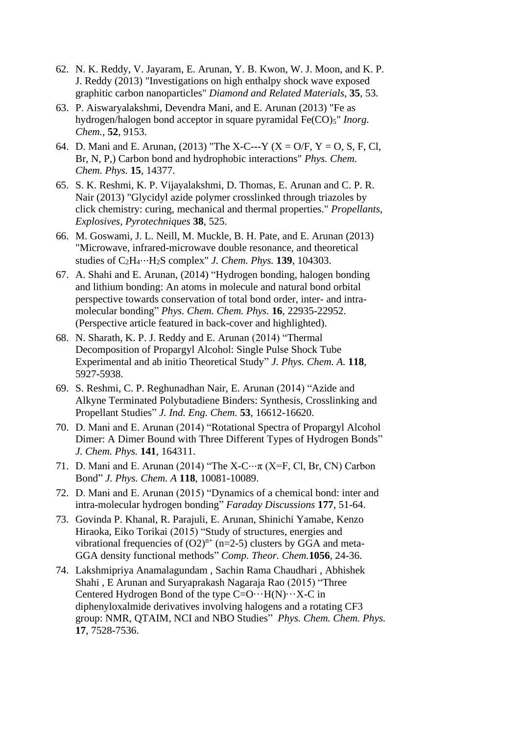62. N. K. Reddy, V. Jayaram, E. Arunan, Y. B. Kwon, W. J. Moon, and K. P. J. Reddy (2013) "Investigations on high enthalpy shock wave exposed graphitic carbon nanoparticles" *Diamond and Related Materials*, **35**, 53.
63. P. Aiswaryalakshmi, Devendra Mani, and E. Arunan (2013) "Fe as hydrogen/halogen bond acceptor in square pyramidal $Fe(CO)_5$" *Inorg. Chem.*, **52**, 9153.
64. D. Mani and E. Arunan, (2013) "The X-C---Y (X = O/F, Y = O, S, F, Cl, Br, N, P,) Carbon bond and hydrophobic interactions" *Phys. Chem. Chem. Phys.* **15**, 14377.
65. S. K. Reshmi, K. P. Vijayalakshmi, D. Thomas, E. Arunan and C. P. R. Nair (2013) "Glycidyl azide polymer crosslinked through triazoles by click chemistry: curing, mechanical and thermal properties." *Propellants, Explosives, Pyrotechniques* **38**, 525.
66. M. Goswami, J. L. Neill, M. Muckle, B. H. Pate, and E. Arunan (2013) "Microwave, infrared-microwave double resonance, and theoretical studies of $C_2H_4\cdots H_2S$ complex" *J. Chem. Phys.* **139**, 104303.
67. A. Shahi and E. Arunan, (2014) "Hydrogen bonding, halogen bonding and lithium bonding: An atoms in molecule and natural bond orbital perspective towards conservation of total bond order, inter- and intra-molecular bonding" *Phys. Chem. Chem. Phys.* **16**, 22935-22952. (Perspective article featured in back-cover and highlighted).
68. N. Sharath, K. P. J. Reddy and E. Arunan (2014) "Thermal Decomposition of Propargyl Alcohol: Single Pulse Shock Tube Experimental and ab initio Theoretical Study" *J. Phys. Chem. A.* **118**, 5927-5938.
69. S. Reshmi, C. P. Reghunadhan Nair, E. Arunan (2014) "Azide and Alkyne Terminated Polybutadiene Binders: Synthesis, Crosslinking and Propellant Studies" *J. Ind. Eng. Chem.* **53**, 16612-16620.
70. D. Mani and E. Arunan (2014) "Rotational Spectra of Propargyl Alcohol Dimer: A Dimer Bound with Three Different Types of Hydrogen Bonds" *J. Chem. Phys.* **141**, 164311.
71. D. Mani and E. Arunan (2014) "The X-C$\cdots\pi$ (X=F, Cl, Br, CN) Carbon Bond" *J. Phys. Chem. A* **118**, 10081-10089.
72. D. Mani and E. Arunan (2015) "Dynamics of a chemical bond: inter and intra-molecular hydrogen bonding" *Faraday Discussions* **177**, 51-64.
73. Govinda P. Khanal, R. Parajuli, E. Arunan, Shinichi Yamabe, Kenzo Hiraoka, Eiko Torikai (2015) "Study of structures, energies and vibrational frequencies of $(O2)^{n+}$ (n=2-5) clusters by GGA and meta-GGA density functional methods" *Comp. Theor. Chem.* **1056**, 24-36.
74. Lakshmipriya Anamalagundam , Sachin Rama Chaudhari , Abhishek Shahi , E Arunan and Suryaprakash Nagaraja Rao (2015) "Three Centered Hydrogen Bond of the type C=O$\cdots$H(N)$\cdots$X-C in diphenyloxalmide derivatives involving halogens and a rotating CF3 group: NMR, QTAIM, NCI and NBO Studies" *Phys. Chem. Chem. Phys.* **17**, 7528-7536.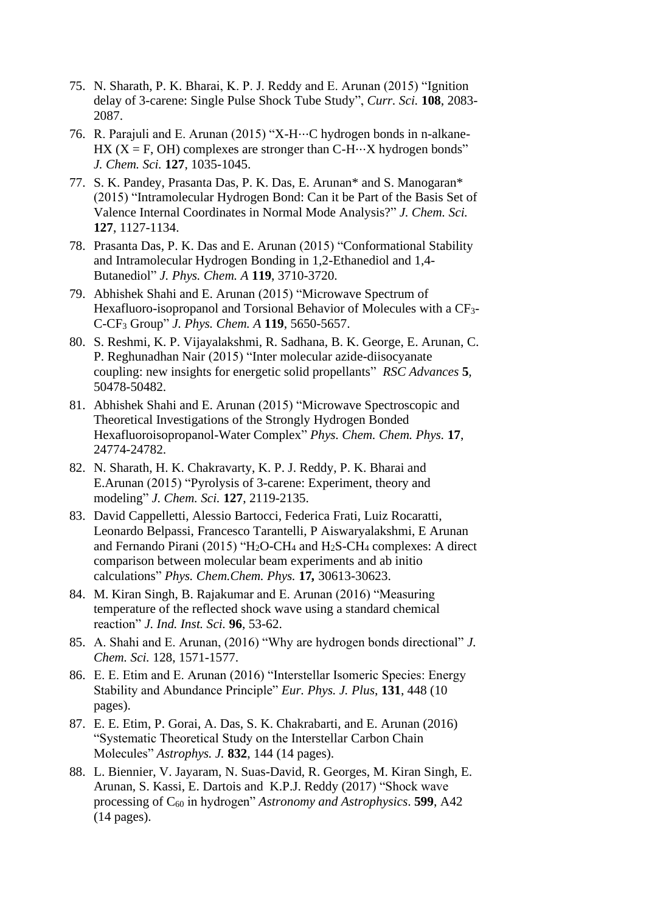75. N. Sharath, P. K. Bharai, K. P. J. Reddy and E. Arunan (2015) "Ignition delay of 3-carene: Single Pulse Shock Tube Study", *Curr. Sci.* **108**, 2083-2087.
76. R. Parajuli and E. Arunan (2015) "X-H···C hydrogen bonds in n-alkane-HX (X = F, OH) complexes are stronger than C-H···X hydrogen bonds" *J. Chem. Sci.* **127**, 1035-1045.
77. S. K. Pandey, Prasanta Das, P. K. Das, E. Arunan* and S. Manogaran* (2015) "Intramolecular Hydrogen Bond: Can it be Part of the Basis Set of Valence Internal Coordinates in Normal Mode Analysis?" *J. Chem. Sci.* **127**, 1127-1134.
78. Prasanta Das, P. K. Das and E. Arunan (2015) "Conformational Stability and Intramolecular Hydrogen Bonding in 1,2-Ethanediol and 1,4-Butanediol" *J. Phys. Chem. A* **119**, 3710-3720.
79. Abhishek Shahi and E. Arunan (2015) "Microwave Spectrum of Hexafluoro-isopropanol and Torsional Behavior of Molecules with a $CF_3$-C-$CF_3$ Group" *J. Phys. Chem. A* **119**, 5650-5657.
80. S. Reshmi, K. P. Vijayalakshmi, R. Sadhana, B. K. George, E. Arunan, C. P. Reghunadhan Nair (2015) "Inter molecular azide-diisocyanate coupling: new insights for energetic solid propellants" *RSC Advances* **5**, 50478-50482.
81. Abhishek Shahi and E. Arunan (2015) "Microwave Spectroscopic and Theoretical Investigations of the Strongly Hydrogen Bonded Hexafluoroisopropanol-Water Complex" *Phys. Chem. Chem. Phys.* **17**, 24774-24782.
82. N. Sharath, H. K. Chakravarty, K. P. J. Reddy, P. K. Bharai and E.Arunan (2015) "Pyrolysis of 3-carene: Experiment, theory and modeling" *J. Chem. Sci.* **127**, 2119-2135.
83. David Cappelletti, Alessio Bartocci, Federica Frati, Luiz Rocaratti, Leonardo Belpassi, Francesco Tarantelli, P Aiswaryalakshmi, E Arunan and Fernando Pirani (2015) "$H_2O$-$CH_4$ and $H_2S$-$CH_4$ complexes: A direct comparison between molecular beam experiments and ab initio calculations" *Phys. Chem.Chem. Phys.* **17,** 30613-30623.
84. M. Kiran Singh, B. Rajakumar and E. Arunan (2016) "Measuring temperature of the reflected shock wave using a standard chemical reaction" *J. Ind. Inst. Sci.* **96**, 53-62.
85. A. Shahi and E. Arunan, (2016) "Why are hydrogen bonds directional" *J. Chem. Sci.* 128, 1571-1577.
86. E. E. Etim and E. Arunan (2016) "Interstellar Isomeric Species: Energy Stability and Abundance Principle" *Eur. Phys. J. Plus*, **131**, 448 (10 pages).
87. E. E. Etim, P. Gorai, A. Das, S. K. Chakrabarti, and E. Arunan (2016) "Systematic Theoretical Study on the Interstellar Carbon Chain Molecules" *Astrophys. J.* **832**, 144 (14 pages).
88. L. Biennier, V. Jayaram, N. Suas-David, R. Georges, M. Kiran Singh, E. Arunan, S. Kassi, E. Dartois and K.P.J. Reddy (2017) "Shock wave processing of $C_{60}$ in hydrogen" *Astronomy and Astrophysics*. **599**, A42 (14 pages).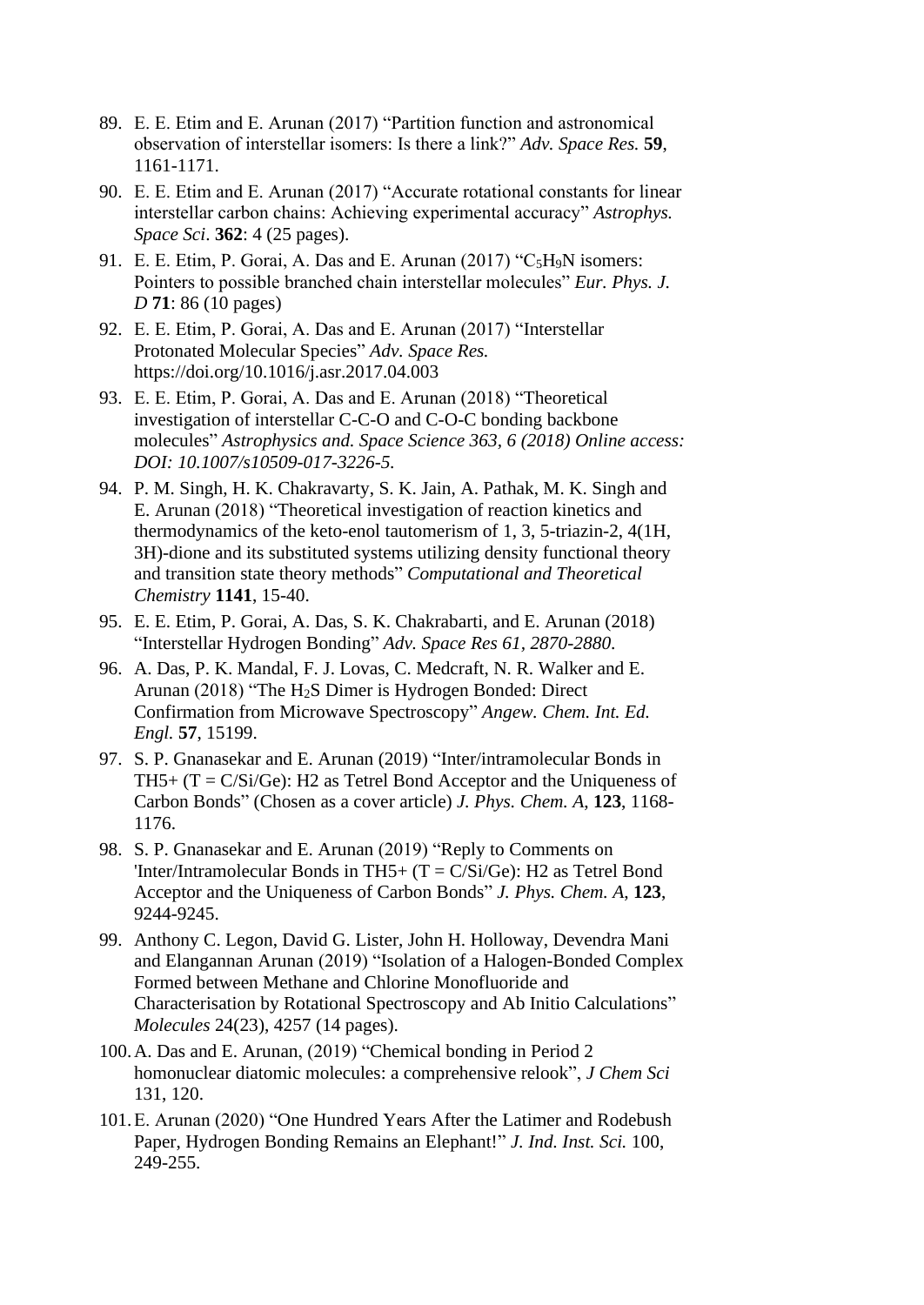89. E. E. Etim and E. Arunan (2017) "Partition function and astronomical observation of interstellar isomers: Is there a link?" *Adv. Space Res.* **59**, 1161-1171.
90. E. E. Etim and E. Arunan (2017) "Accurate rotational constants for linear interstellar carbon chains: Achieving experimental accuracy" *Astrophys. Space Sci*. **362**: 4 (25 pages).
91. E. E. Etim, P. Gorai, A. Das and E. Arunan (2017) "$C_5H_9N$ isomers: Pointers to possible branched chain interstellar molecules" *Eur. Phys. J. D* **71**: 86 (10 pages)
92. E. E. Etim, P. Gorai, A. Das and E. Arunan (2017) "Interstellar Protonated Molecular Species" *Adv. Space Res.* https://doi.org/10.1016/j.asr.2017.04.003
93. E. E. Etim, P. Gorai, A. Das and E. Arunan (2018) "Theoretical investigation of interstellar C-C-O and C-O-C bonding backbone molecules" *Astrophysics and. Space Science 363, 6 (2018) Online access: DOI: 10.1007/s10509-017-3226-5.*
94. P. M. Singh, H. K. Chakravarty, S. K. Jain, A. Pathak, M. K. Singh and E. Arunan (2018) "Theoretical investigation of reaction kinetics and thermodynamics of the keto-enol tautomerism of 1, 3, 5-triazin-2, 4(1H, 3H)-dione and its substituted systems utilizing density functional theory and transition state theory methods" *Computational and Theoretical Chemistry* **1141**, 15-40.
95. E. E. Etim, P. Gorai, A. Das, S. K. Chakrabarti, and E. Arunan (2018) "Interstellar Hydrogen Bonding" *Adv. Space Res 61, 2870-2880.*
96. A. Das, P. K. Mandal, F. J. Lovas, C. Medcraft, N. R. Walker and E. Arunan (2018) "The $H_2S$ Dimer is Hydrogen Bonded: Direct Confirmation from Microwave Spectroscopy" *Angew. Chem. Int. Ed. Engl.* **57**, 15199.
97. S. P. Gnanasekar and E. Arunan (2019) "Inter/intramolecular Bonds in TH5+ (T = C/Si/Ge): H2 as Tetrel Bond Acceptor and the Uniqueness of Carbon Bonds" (Chosen as a cover article) *J. Phys. Chem. A*, **123**, 1168-1176.
98. S. P. Gnanasekar and E. Arunan (2019) "Reply to Comments on 'Inter/Intramolecular Bonds in TH5+ (T = C/Si/Ge): H2 as Tetrel Bond Acceptor and the Uniqueness of Carbon Bonds" *J. Phys. Chem. A*, **123**, 9244-9245.
99. Anthony C. Legon, David G. Lister, John H. Holloway, Devendra Mani and Elangannan Arunan (2019) "Isolation of a Halogen-Bonded Complex Formed between Methane and Chlorine Monofluoride and Characterisation by Rotational Spectroscopy and Ab Initio Calculations" *Molecules* 24(23), 4257 (14 pages).
100. A. Das and E. Arunan, (2019) "Chemical bonding in Period 2 homonuclear diatomic molecules: a comprehensive relook", *J Chem Sci* 131, 120.
101. E. Arunan (2020) "One Hundred Years After the Latimer and Rodebush Paper, Hydrogen Bonding Remains an Elephant!" *J. Ind. Inst. Sci.* 100, 249-255.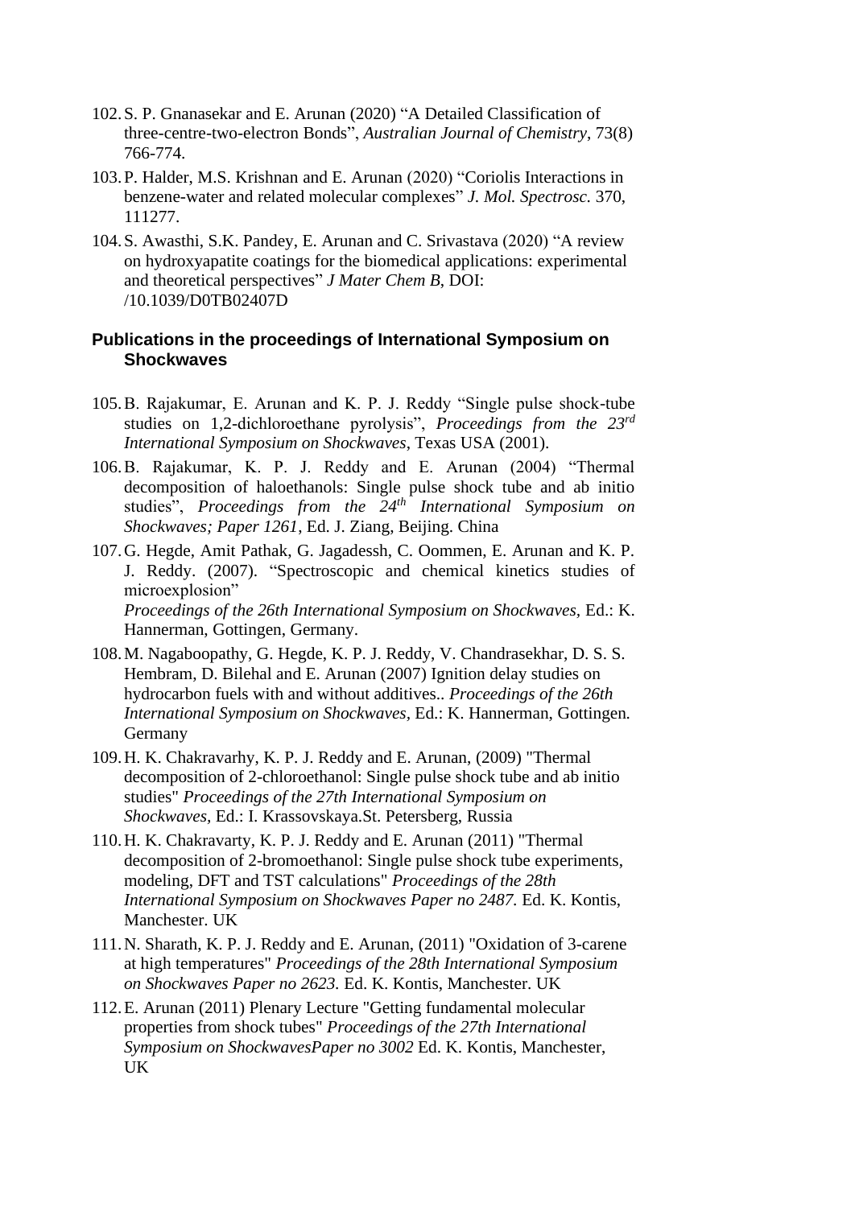102. S. P. Gnanasekar and E. Arunan (2020) "A Detailed Classification of three-centre-two-electron Bonds", *Australian Journal of Chemistry*, 73(8) 766-774.

103. P. Halder, M.S. Krishnan and E. Arunan (2020) "Coriolis Interactions in benzene-water and related molecular complexes" *J. Mol. Spectrosc.* 370, 111277.

104. S. Awasthi, S.K. Pandey, E. Arunan and C. Srivastava (2020) "A review on hydroxyapatite coatings for the biomedical applications: experimental and theoretical perspectives" *J Mater Chem B*, DOI: /10.1039/D0TB02407D

## Publications in the proceedings of International Symposium on Shockwaves

105. B. Rajakumar, E. Arunan and K. P. J. Reddy "Single pulse shock-tube studies on 1,2-dichloroethane pyrolysis", *Proceedings from the 23rd International Symposium on Shockwaves*, Texas USA (2001).

106. B. Rajakumar, K. P. J. Reddy and E. Arunan (2004) "Thermal decomposition of haloethanols: Single pulse shock tube and ab initio studies", *Proceedings from the 24th International Symposium on Shockwaves; Paper 1261*, Ed. J. Ziang, Beijing. China

107. G. Hegde, Amit Pathak, G. Jagadessh, C. Oommen, E. Arunan and K. P. J. Reddy. (2007). "Spectroscopic and chemical kinetics studies of microexplosion"
*Proceedings of the 26th International Symposium on Shockwaves*, Ed.: K. Hannerman, Gottingen, Germany.

108. M. Nagaboopathy, G. Hegde, K. P. J. Reddy, V. Chandrasekhar, D. S. S. Hembram, D. Bilehal and E. Arunan (2007) Ignition delay studies on hydrocarbon fuels with and without additives.. *Proceedings of the 26th International Symposium on Shockwaves*, Ed.: K. Hannerman, Gottingen. Germany

109. H. K. Chakravarhy, K. P. J. Reddy and E. Arunan, (2009) "Thermal decomposition of 2-chloroethanol: Single pulse shock tube and ab initio studies" *Proceedings of the 27th International Symposium on Shockwaves*, Ed.: I. Krassovskaya.St. Petersberg, Russia

110. H. K. Chakravarty, K. P. J. Reddy and E. Arunan (2011) "Thermal decomposition of 2-bromoethanol: Single pulse shock tube experiments, modeling, DFT and TST calculations" *Proceedings of the 28th International Symposium on Shockwaves Paper no 2487.* Ed. K. Kontis, Manchester. UK

111. N. Sharath, K. P. J. Reddy and E. Arunan, (2011) "Oxidation of 3-carene at high temperatures" *Proceedings of the 28th International Symposium on Shockwaves Paper no 2623.* Ed. K. Kontis, Manchester. UK

112. E. Arunan (2011) Plenary Lecture "Getting fundamental molecular properties from shock tubes" *Proceedings of the 27th International Symposium on ShockwavesPaper no 3002* Ed. K. Kontis, Manchester, UK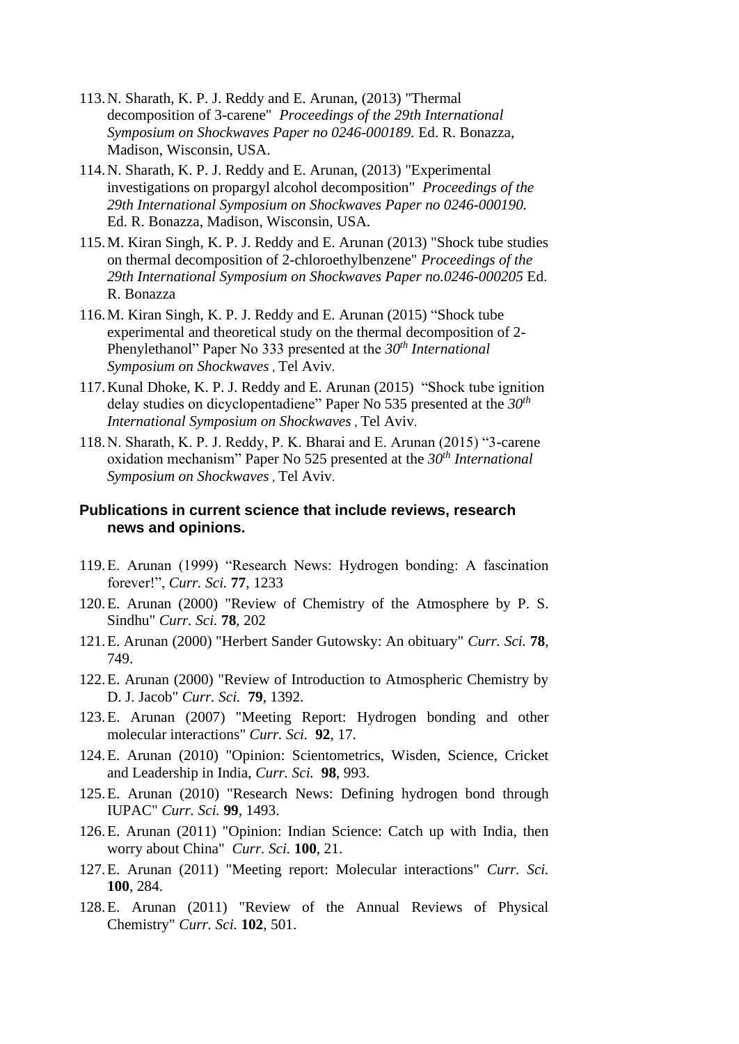113. N. Sharath, K. P. J. Reddy and E. Arunan, (2013) "Thermal decomposition of 3-carene" *Proceedings of the 29th International Symposium on Shockwaves Paper no 0246-000189.* Ed. R. Bonazza, Madison, Wisconsin, USA.

114. N. Sharath, K. P. J. Reddy and E. Arunan, (2013) "Experimental investigations on propargyl alcohol decomposition" *Proceedings of the 29th International Symposium on Shockwaves Paper no 0246-000190.* Ed. R. Bonazza, Madison, Wisconsin, USA.

115. M. Kiran Singh, K. P. J. Reddy and E. Arunan (2013) "Shock tube studies on thermal decomposition of 2-chloroethylbenzene" *Proceedings of the 29th International Symposium on Shockwaves Paper no.0246-000205* Ed. R. Bonazza

116. M. Kiran Singh, K. P. J. Reddy and E. Arunan (2015) "Shock tube experimental and theoretical study on the thermal decomposition of 2-Phenylethanol" Paper No 333 presented at the *30th International Symposium on Shockwaves ,* Tel Aviv.

117. Kunal Dhoke, K. P. J. Reddy and E. Arunan (2015) "Shock tube ignition delay studies on dicyclopentadiene" Paper No 535 presented at the *30th International Symposium on Shockwaves ,* Tel Aviv.

118. N. Sharath, K. P. J. Reddy, P. K. Bharai and E. Arunan (2015) "3-carene oxidation mechanism" Paper No 525 presented at the *30th International Symposium on Shockwaves ,* Tel Aviv.

### Publications in current science that include reviews, research news and opinions.

119. E. Arunan (1999) "Research News: Hydrogen bonding: A fascination forever!", *Curr. Sci.* **77**, 1233

120. E. Arunan (2000) "Review of Chemistry of the Atmosphere by P. S. Sindhu" *Curr. Sci.* **78**, 202

121. E. Arunan (2000) "Herbert Sander Gutowsky: An obituary" *Curr. Sci.* **78**, 749.

122. E. Arunan (2000) "Review of Introduction to Atmospheric Chemistry by D. J. Jacob" *Curr. Sci.* **79**, 1392.

123. E. Arunan (2007) "Meeting Report: Hydrogen bonding and other molecular interactions" *Curr. Sci.* **92**, 17.

124. E. Arunan (2010) "Opinion: Scientometrics, Wisden, Science, Cricket and Leadership in India, *Curr. Sci.* **98**, 993.

125. E. Arunan (2010) "Research News: Defining hydrogen bond through IUPAC" *Curr. Sci.* **99**, 1493.

126. E. Arunan (2011) "Opinion: Indian Science: Catch up with India, then worry about China" *Curr. Sci.* **100**, 21.

127. E. Arunan (2011) "Meeting report: Molecular interactions" *Curr. Sci.* **100**, 284.

128. E. Arunan (2011) "Review of the Annual Reviews of Physical Chemistry" *Curr. Sci.* **102**, 501.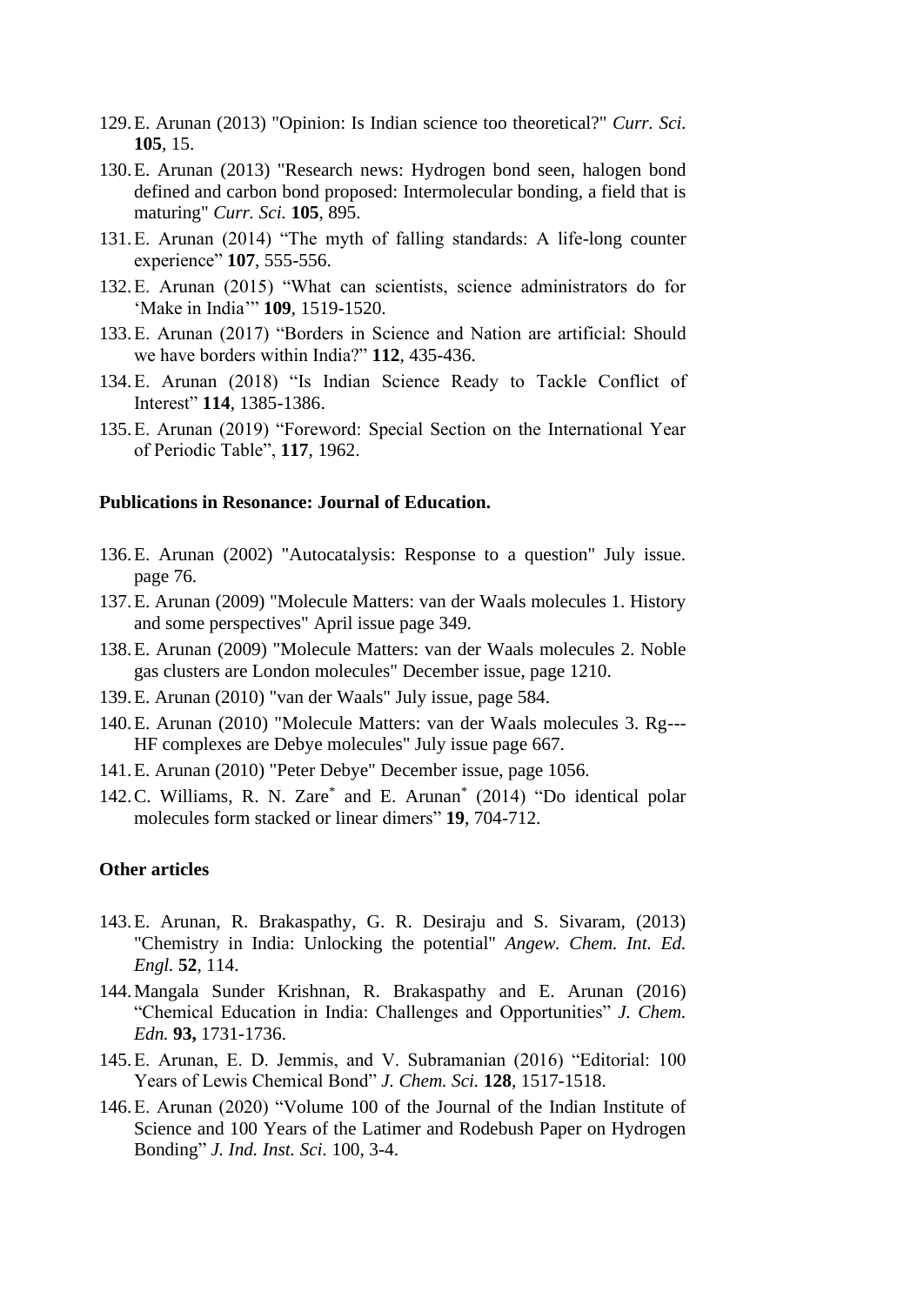129. E. Arunan (2013) "Opinion: Is Indian science too theoretical?" *Curr. Sci.* **105**, 15.
130. E. Arunan (2013) "Research news: Hydrogen bond seen, halogen bond defined and carbon bond proposed: Intermolecular bonding, a field that is maturing" *Curr. Sci.* **105**, 895.
131. E. Arunan (2014) "The myth of falling standards: A life-long counter experience" **107**, 555-556.
132. E. Arunan (2015) "What can scientists, science administrators do for 'Make in India'" **109**, 1519-1520.
133. E. Arunan (2017) "Borders in Science and Nation are artificial: Should we have borders within India?" **112**, 435-436.
134. E. Arunan (2018) "Is Indian Science Ready to Tackle Conflict of Interest" **114**, 1385-1386.
135. E. Arunan (2019) "Foreword: Special Section on the International Year of Periodic Table", **117**, 1962.

**Publications in Resonance: Journal of Education.**

136. E. Arunan (2002) "Autocatalysis: Response to a question" July issue. page 76.
137. E. Arunan (2009) "Molecule Matters: van der Waals molecules 1. History and some perspectives" April issue page 349.
138. E. Arunan (2009) "Molecule Matters: van der Waals molecules 2. Noble gas clusters are London molecules" December issue, page 1210.
139. E. Arunan (2010) "van der Waals" July issue, page 584.
140. E. Arunan (2010) "Molecule Matters: van der Waals molecules 3. Rg---HF complexes are Debye molecules" July issue page 667.
141. E. Arunan (2010) "Peter Debye" December issue, page 1056.
142. C. Williams, R. N. Zare* and E. Arunan* (2014) "Do identical polar molecules form stacked or linear dimers" **19**, 704-712.

**Other articles**

143. E. Arunan, R. Brakaspathy, G. R. Desiraju and S. Sivaram, (2013) "Chemistry in India: Unlocking the potential" *Angew. Chem. Int. Ed. Engl.* **52**, 114.
144. Mangala Sunder Krishnan, R. Brakaspathy and E. Arunan (2016) "Chemical Education in India: Challenges and Opportunities" *J. Chem. Edn.* **93,** 1731-1736.
145. E. Arunan, E. D. Jemmis, and V. Subramanian (2016) "Editorial: 100 Years of Lewis Chemical Bond" *J. Chem. Sci.* **128**, 1517-1518.
146. E. Arunan (2020) "Volume 100 of the Journal of the Indian Institute of Science and 100 Years of the Latimer and Rodebush Paper on Hydrogen Bonding" *J. Ind. Inst. Sci*. 100, 3-4.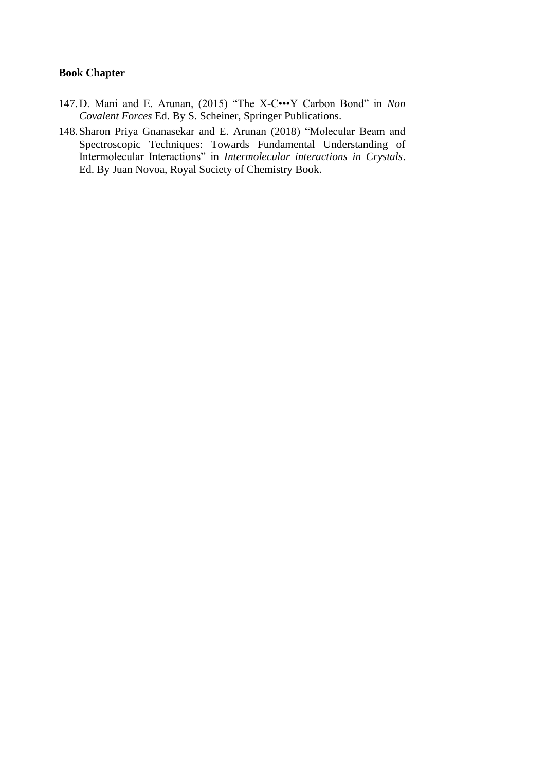**Book Chapter**

147. D. Mani and E. Arunan, (2015) "The X-C•••Y Carbon Bond" in *Non Covalent Forces* Ed. By S. Scheiner, Springer Publications.
148. Sharon Priya Gnanasekar and E. Arunan (2018) "Molecular Beam and Spectroscopic Techniques: Towards Fundamental Understanding of Intermolecular Interactions" in *Intermolecular interactions in Crystals*. Ed. By Juan Novoa, Royal Society of Chemistry Book.